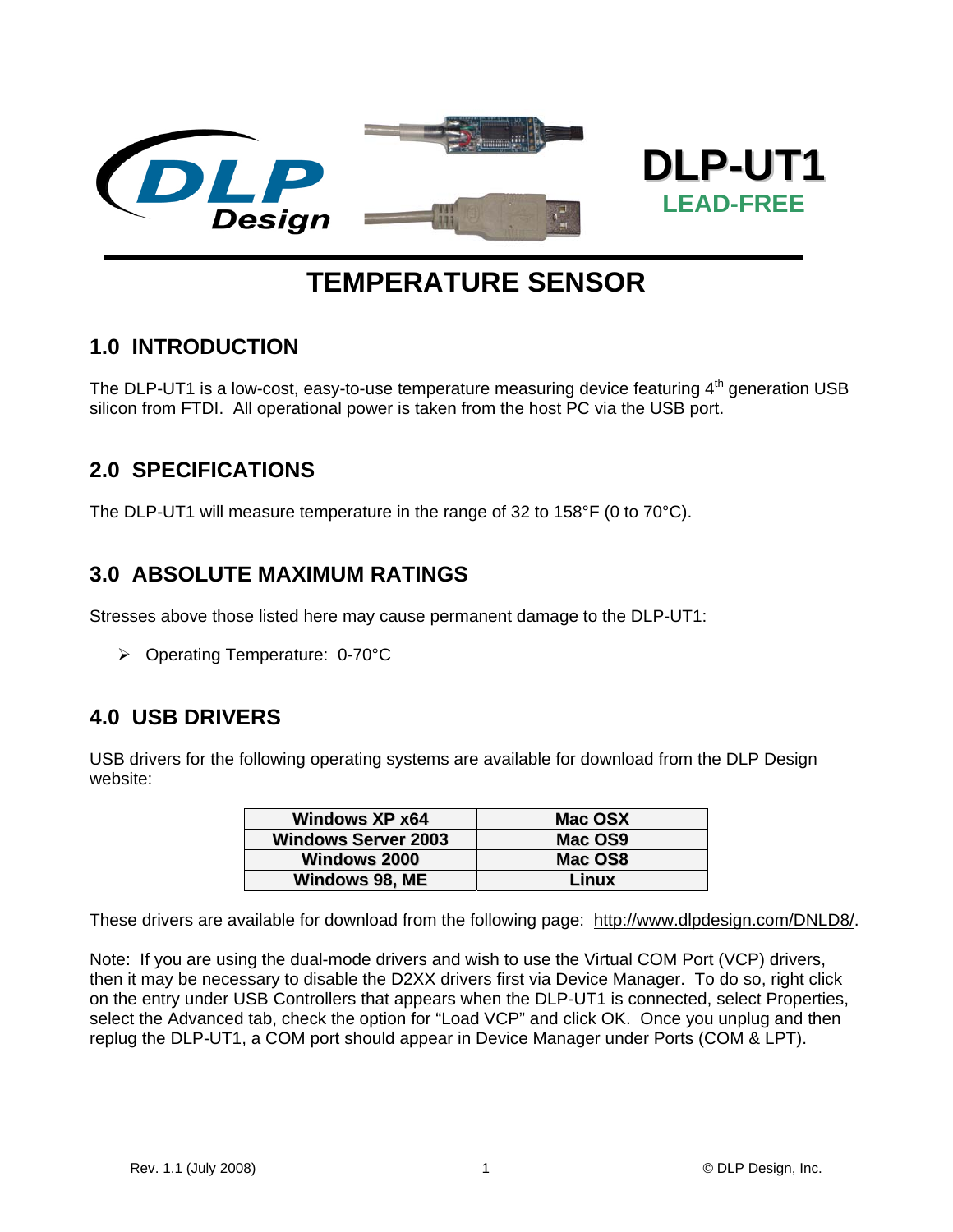DLP Design

# DLP-UT1

**LEAD-FREE**

# TEMPERATURE SENSOR

## 1.0 INTRODUCTION

The DLP-UT1 is a low-cost, easy-to-use temperature measuring device featuring 4th generation USB silicon from FTDI. All operational power is taken from the host PC via the USB port.

## 2.0 SPECIFICATIONS

The DLP-UT1 will measure temperature in the range of 32 to 158°F (0 to 70°C).

## 3.0 ABSOLUTE MAXIMUM RATINGS

Stresses above those listed here may cause permanent damage to the DLP-UT1:

- Operating Temperature: 0-70°C

## 4.0 USB DRIVERS

USB drivers for the following operating systems are available for download from the DLP Design website:

| Windows XP x64 | Mac OSX |
|---|---|
| Windows Server 2003 | Mac OS9 |
| Windows 2000 | Mac OS8 |
| Windows 98, ME | Linux |

These drivers are available for download from the following page: http://www.dlpdesign.com/DNLD8/.

Note: If you are using the dual-mode drivers and wish to use the Virtual COM Port (VCP) drivers, then it may be necessary to disable the D2XX drivers first via Device Manager. To do so, right click on the entry under USB Controllers that appears when the DLP-UT1 is connected, select Properties, select the Advanced tab, check the option for "Load VCP" and click OK. Once you unplug and then replug the DLP-UT1, a COM port should appear in Device Manager under Ports (COM & LPT).

Rev. 1.1 (July 2008) © DLP Design, Inc.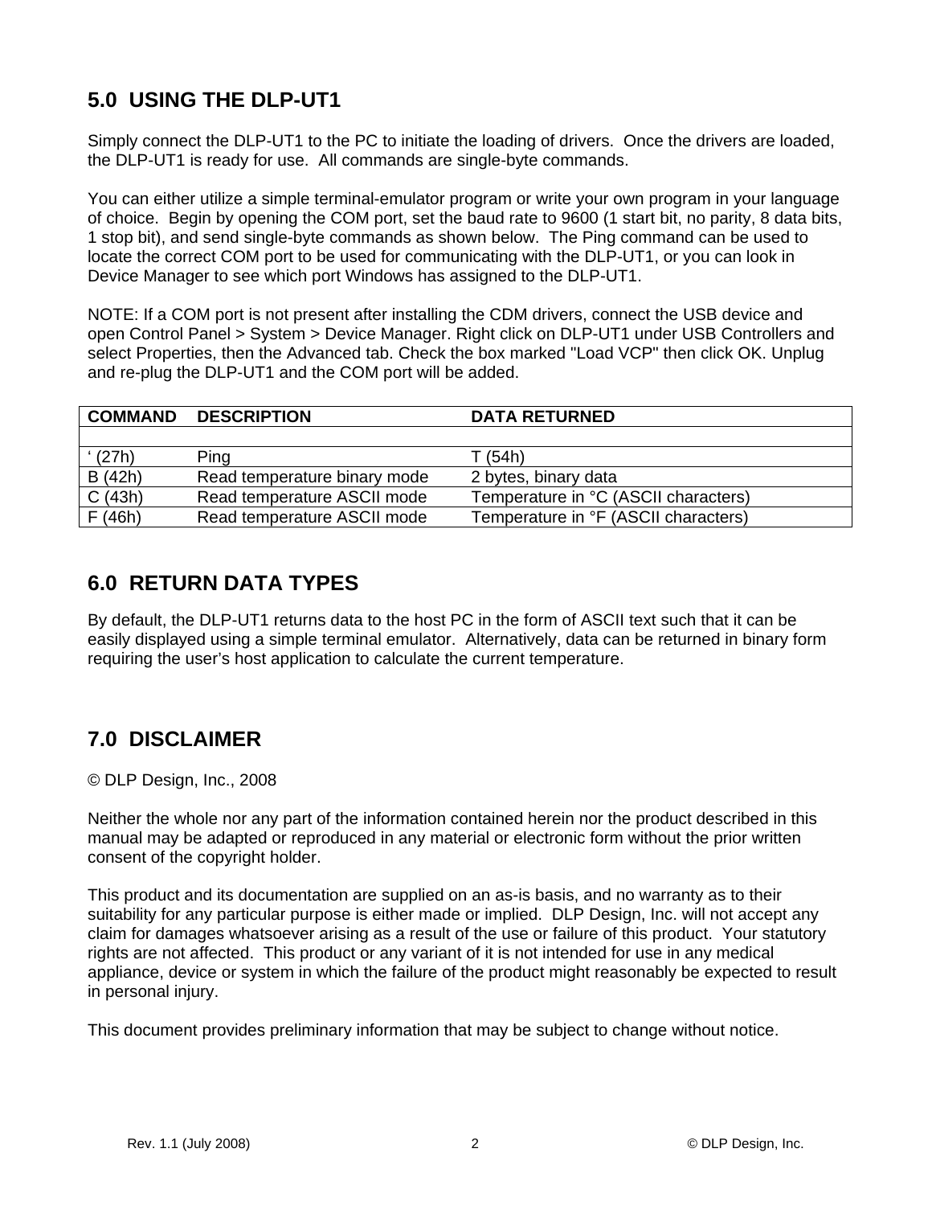## 5.0 USING THE DLP-UT1

Simply connect the DLP-UT1 to the PC to initiate the loading of drivers. Once the drivers are loaded, the DLP-UT1 is ready for use. All commands are single-byte commands.

You can either utilize a simple terminal-emulator program or write your own program in your language of choice. Begin by opening the COM port, set the baud rate to 9600 (1 start bit, no parity, 8 data bits, 1 stop bit), and send single-byte commands as shown below. The Ping command can be used to locate the correct COM port to be used for communicating with the DLP-UT1, or you can look in Device Manager to see which port Windows has assigned to the DLP-UT1.

NOTE: If a COM port is not present after installing the CDM drivers, connect the USB device and open Control Panel > System > Device Manager. Right click on DLP-UT1 under USB Controllers and select Properties, then the Advanced tab. Check the box marked "Load VCP" then click OK. Unplug and re-plug the DLP-UT1 and the COM port will be added.

| COMMAND | DESCRIPTION | DATA RETURNED |
|---|---|---|
| | | |
| ‘ (27h) | Ping | T (54h) |
| B (42h) | Read temperature binary mode | 2 bytes, binary data |
| C (43h) | Read temperature ASCII mode | Temperature in °C (ASCII characters) |
| F (46h) | Read temperature ASCII mode | Temperature in °F (ASCII characters) |

## 6.0 RETURN DATA TYPES

By default, the DLP-UT1 returns data to the host PC in the form of ASCII text such that it can be easily displayed using a simple terminal emulator. Alternatively, data can be returned in binary form requiring the user's host application to calculate the current temperature.

## 7.0 DISCLAIMER

© DLP Design, Inc., 2008

Neither the whole nor any part of the information contained herein nor the product described in this manual may be adapted or reproduced in any material or electronic form without the prior written consent of the copyright holder.

This product and its documentation are supplied on an as-is basis, and no warranty as to their suitability for any particular purpose is either made or implied. DLP Design, Inc. will not accept any claim for damages whatsoever arising as a result of the use or failure of this product. Your statutory rights are not affected. This product or any variant of it is not intended for use in any medical appliance, device or system in which the failure of the product might reasonably be expected to result in personal injury.

This document provides preliminary information that may be subject to change without notice.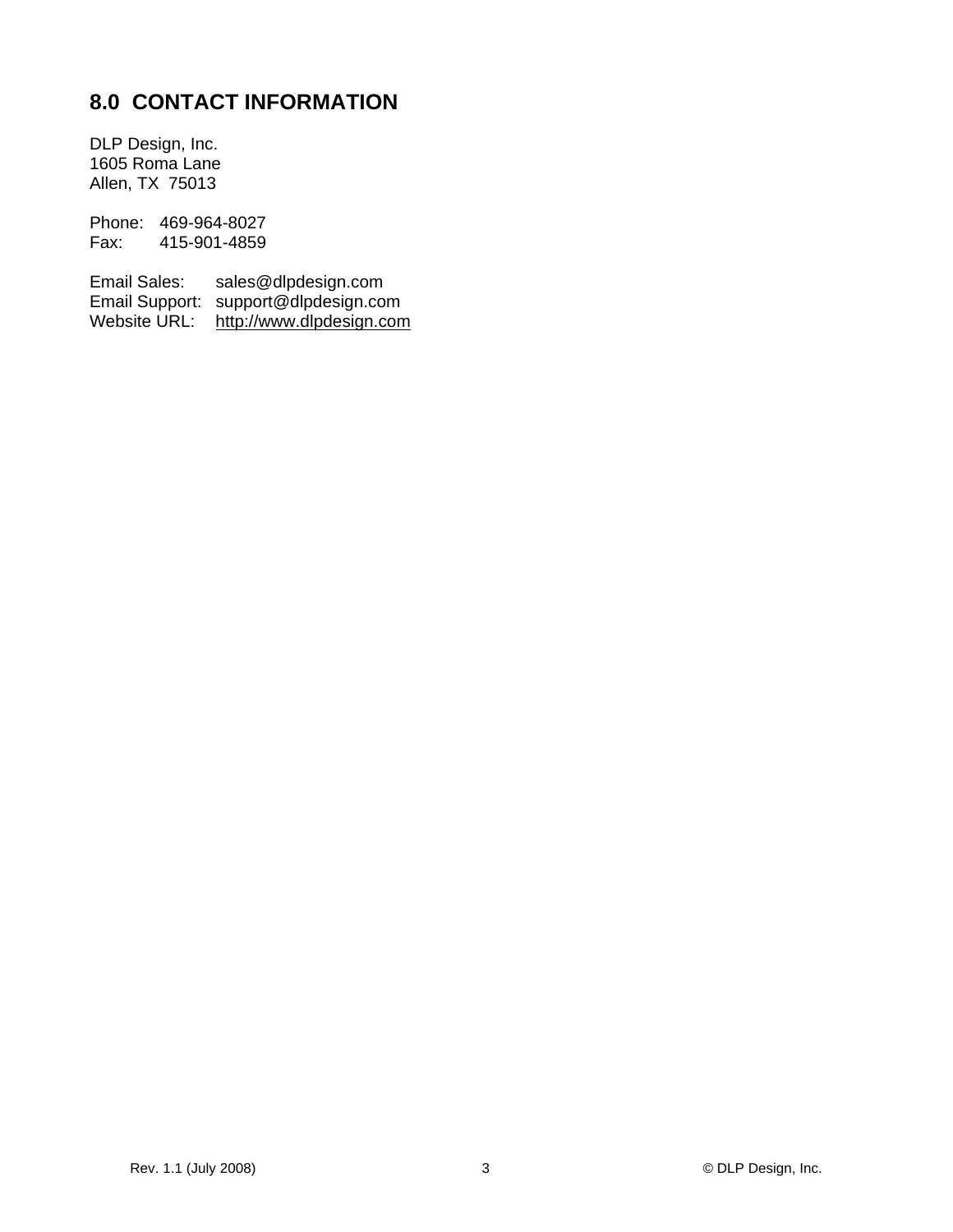## 8.0 CONTACT INFORMATION

DLP Design, Inc.
1605 Roma Lane
Allen, TX 75013

Phone: 469-964-8027
Fax: 415-901-4859

Email Sales: sales@dlpdesign.com
Email Support: support@dlpdesign.com
Website URL: http://www.dlpdesign.com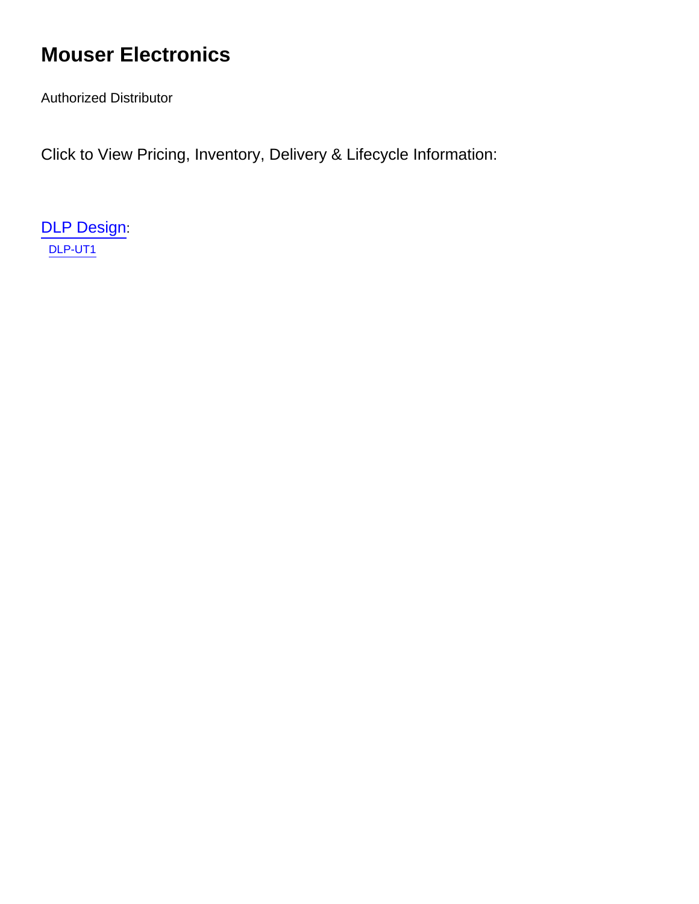# Mouser Electronics

Authorized Distributor

Click to View Pricing, Inventory, Delivery & Lifecycle Information:

DLP Design:

DLP-UT1